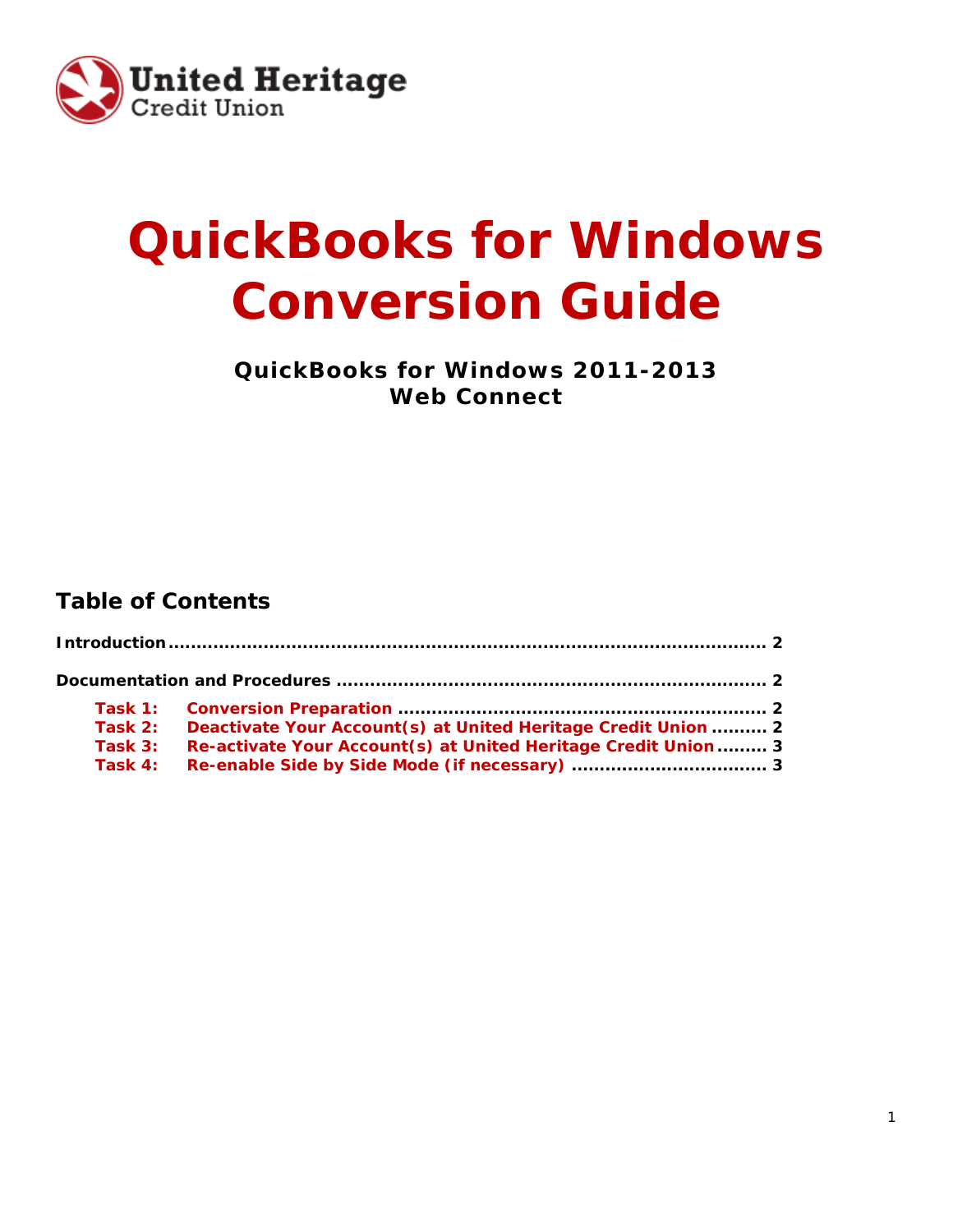United Heritage
Credit Union

# QuickBooks for Windows Conversion Guide

### QuickBooks for Windows 2011-2013
### Web Connect

## Table of Contents

**Introduction** ........................................................................................................ 2

**Documentation and Procedures** ........................................................................ 2

- **Task 1: Conversion Preparation** ................................................................ 2
- **Task 2: Deactivate Your Account(s) at United Heritage Credit Union** .......... 2
- **Task 3: Re-activate Your Account(s) at United Heritage Credit Union** ......... 3
- **Task 4: Re-enable Side by Side Mode (if necessary)** ................................... 3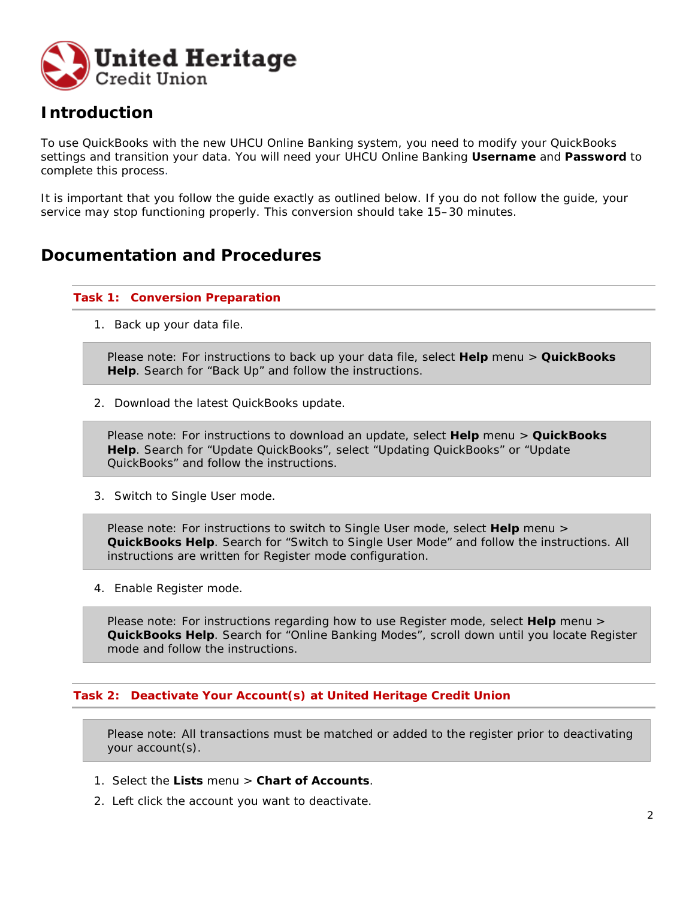# Introduction

To use QuickBooks with the new UHCU Online Banking system, you need to modify your QuickBooks settings and transition your data. You will need your UHCU Online Banking **Username** and **Password** to complete this process.

It is important that you follow the guide exactly as outlined below. If you do not follow the guide, your service may stop functioning properly. This conversion should take 15–30 minutes.

# Documentation and Procedures

## Task 1: Conversion Preparation

1. Back up your data file.

> Please note: For instructions to back up your data file, select **Help** menu > **QuickBooks Help**. Search for “Back Up” and follow the instructions.

2. Download the latest QuickBooks update.

> Please note: For instructions to download an update, select **Help** menu > **QuickBooks Help**. Search for “Update QuickBooks”, select “Updating QuickBooks” or “Update QuickBooks” and follow the instructions.

3. Switch to Single User mode.

> Please note: For instructions to switch to Single User mode, select **Help** menu > **QuickBooks Help**. Search for “Switch to Single User Mode” and follow the instructions. All instructions are written for Register mode configuration.

4. Enable Register mode.

> Please note: For instructions regarding how to use Register mode, select **Help** menu > **QuickBooks Help**. Search for “Online Banking Modes”, scroll down until you locate Register mode and follow the instructions.

## Task 2: Deactivate Your Account(s) at United Heritage Credit Union

> Please note: All transactions must be matched or added to the register prior to deactivating your account(s).

1. Select the **Lists** menu > **Chart of Accounts**.
2. Left click the account you want to deactivate.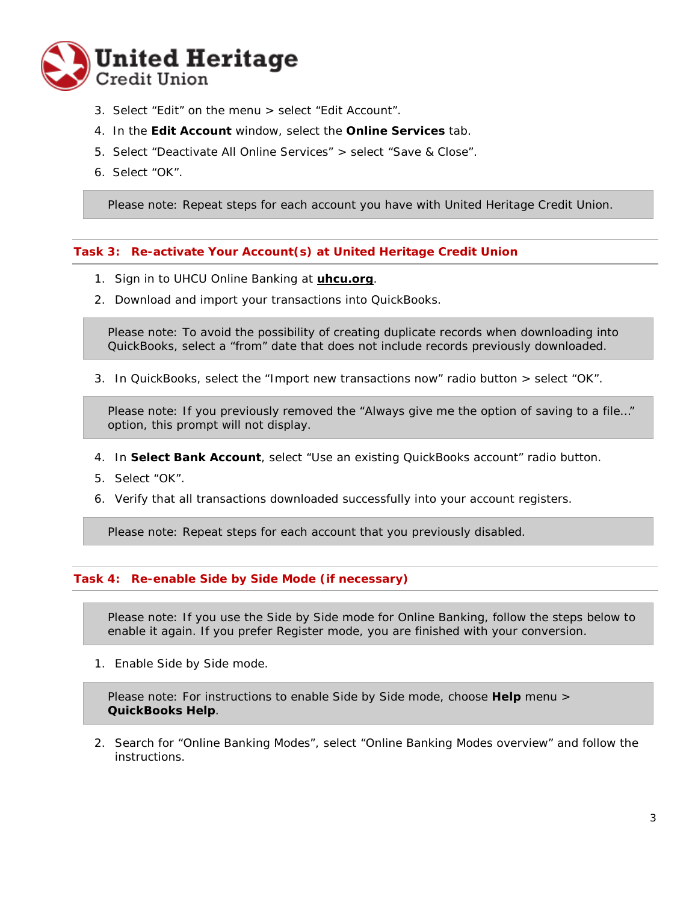3. Select "Edit" on the menu > select "Edit Account".
4. In the **Edit Account** window, select the **Online Services** tab.
5. Select "Deactivate All Online Services" > select "Save & Close".
6. Select "OK".

> Please note: Repeat steps for each account you have with United Heritage Credit Union.

## Task 3: Re-activate Your Account(s) at United Heritage Credit Union

1. Sign in to UHCU Online Banking at **uhcu.org**.
2. Download and import your transactions into QuickBooks.

> Please note: To avoid the possibility of creating duplicate records when downloading into QuickBooks, select a "from" date that does not include records previously downloaded.

3. In QuickBooks, select the "Import new transactions now" radio button > select "OK".

> Please note: If you previously removed the "Always give me the option of saving to a file…" option, this prompt will not display.

4. In **Select Bank Account**, select "Use an existing QuickBooks account" radio button.
5. Select "OK".
6. Verify that all transactions downloaded successfully into your account registers.

> Please note: Repeat steps for each account that you previously disabled.

## Task 4: Re-enable Side by Side Mode (if necessary)

> Please note: If you use the Side by Side mode for Online Banking, follow the steps below to enable it again. If you prefer Register mode, you are finished with your conversion.

1. Enable Side by Side mode.

> Please note: For instructions to enable Side by Side mode, choose **Help** menu > **QuickBooks Help**.

2. Search for "Online Banking Modes", select "Online Banking Modes overview" and follow the instructions.